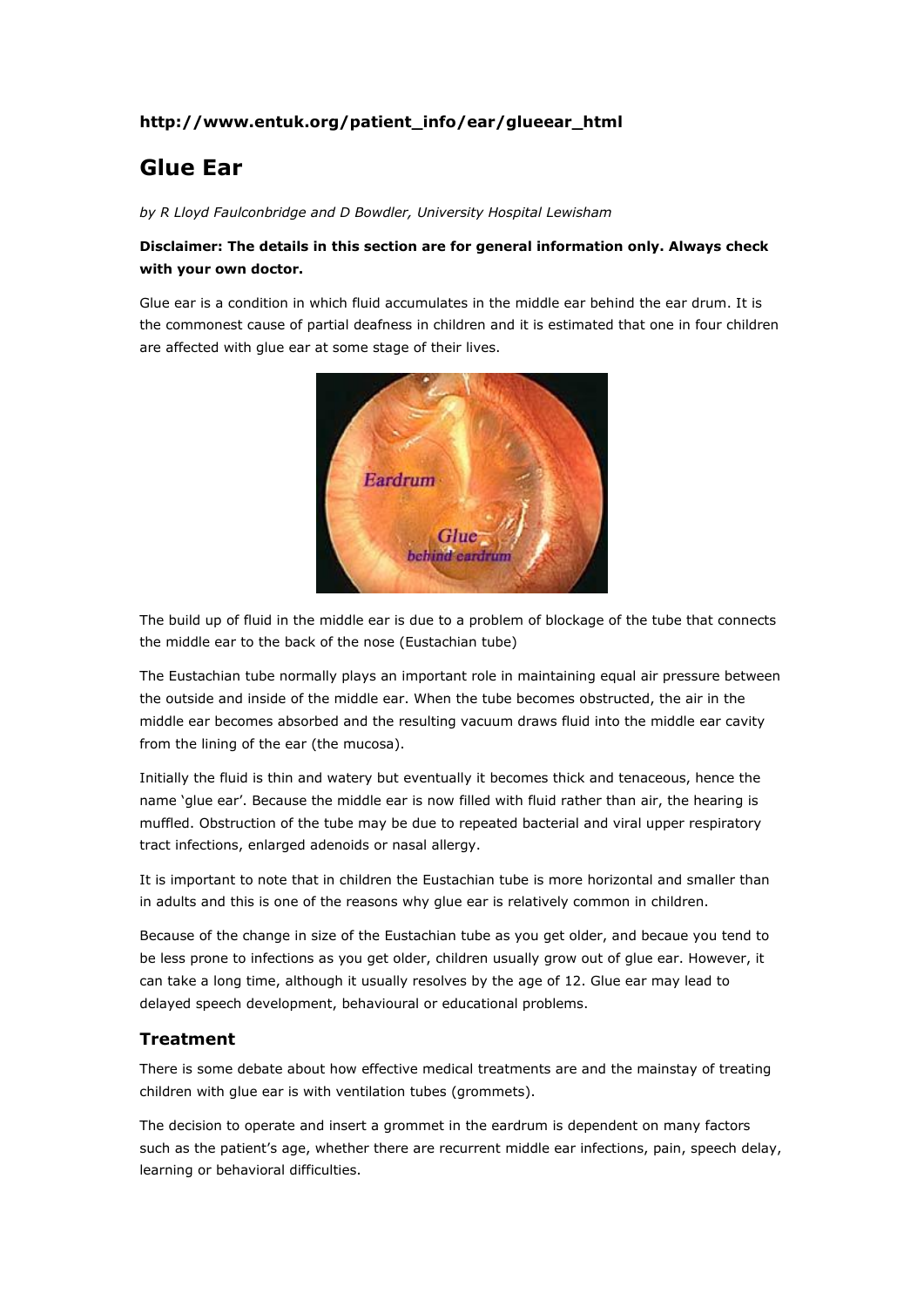**http://www.entuk.org/patient_info/ear/glueear_html**

# Glue Ear

*by R Lloyd Faulconbridge and D Bowdler, University Hospital Lewisham*

**Disclaimer: The details in this section are for general information only. Always check with your own doctor.**

Glue ear is a condition in which fluid accumulates in the middle ear behind the ear drum. It is the commonest cause of partial deafness in children and it is estimated that one in four children are affected with glue ear at some stage of their lives.

The build up of fluid in the middle ear is due to a problem of blockage of the tube that connects the middle ear to the back of the nose (Eustachian tube)

The Eustachian tube normally plays an important role in maintaining equal air pressure between the outside and inside of the middle ear. When the tube becomes obstructed, the air in the middle ear becomes absorbed and the resulting vacuum draws fluid into the middle ear cavity from the lining of the ear (the mucosa).

Initially the fluid is thin and watery but eventually it becomes thick and tenaceous, hence the name 'glue ear'. Because the middle ear is now filled with fluid rather than air, the hearing is muffled. Obstruction of the tube may be due to repeated bacterial and viral upper respiratory tract infections, enlarged adenoids or nasal allergy.

It is important to note that in children the Eustachian tube is more horizontal and smaller than in adults and this is one of the reasons why glue ear is relatively common in children.

Because of the change in size of the Eustachian tube as you get older, and becaue you tend to be less prone to infections as you get older, children usually grow out of glue ear. However, it can take a long time, although it usually resolves by the age of 12. Glue ear may lead to delayed speech development, behavioural or educational problems.

## Treatment

There is some debate about how effective medical treatments are and the mainstay of treating children with glue ear is with ventilation tubes (grommets).

The decision to operate and insert a grommet in the eardrum is dependent on many factors such as the patient's age, whether there are recurrent middle ear infections, pain, speech delay, learning or behavioral difficulties.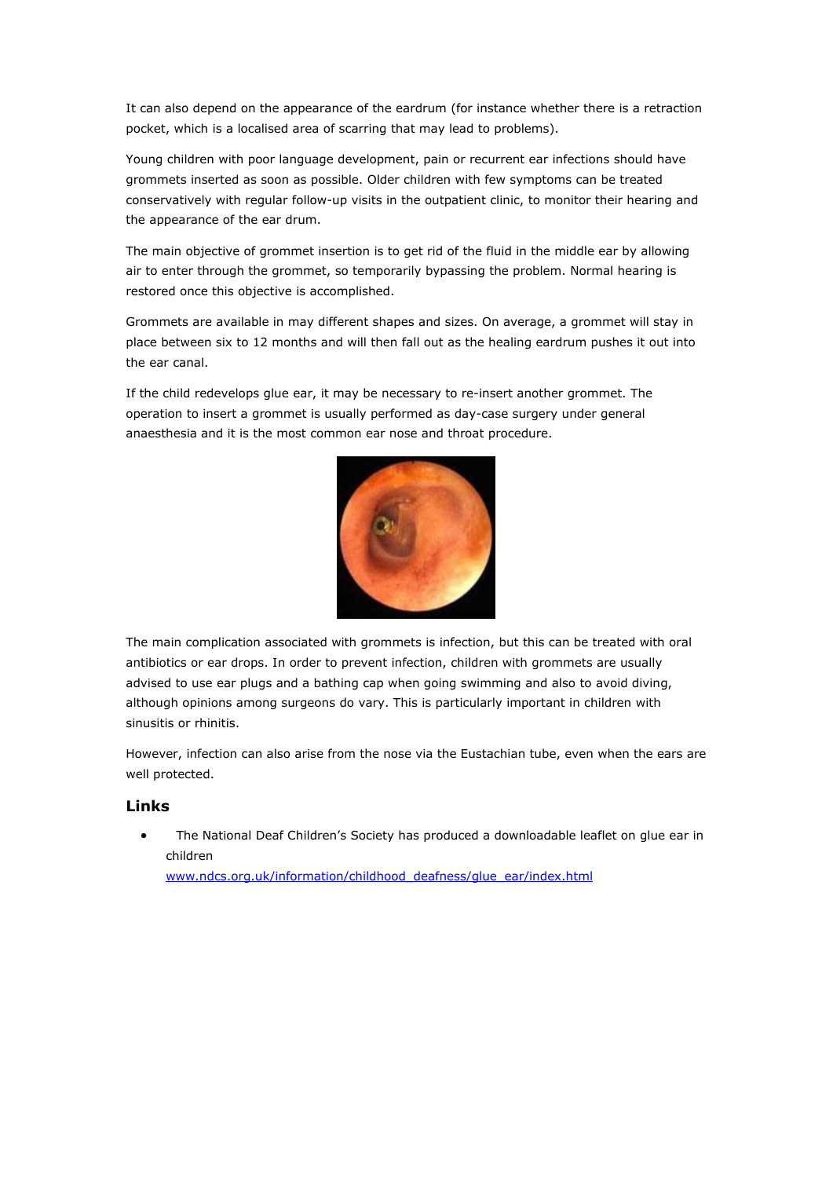It can also depend on the appearance of the eardrum (for instance whether there is a retraction pocket, which is a localised area of scarring that may lead to problems).

Young children with poor language development, pain or recurrent ear infections should have grommets inserted as soon as possible. Older children with few symptoms can be treated conservatively with regular follow-up visits in the outpatient clinic, to monitor their hearing and the appearance of the ear drum.

The main objective of grommet insertion is to get rid of the fluid in the middle ear by allowing air to enter through the grommet, so temporarily bypassing the problem. Normal hearing is restored once this objective is accomplished.

Grommets are available in may different shapes and sizes. On average, a grommet will stay in place between six to 12 months and will then fall out as the healing eardrum pushes it out into the ear canal.

If the child redevelops glue ear, it may be necessary to re-insert another grommet. The operation to insert a grommet is usually performed as day-case surgery under general anaesthesia and it is the most common ear nose and throat procedure.

The main complication associated with grommets is infection, but this can be treated with oral antibiotics or ear drops. In order to prevent infection, children with grommets are usually advised to use ear plugs and a bathing cap when going swimming and also to avoid diving, although opinions among surgeons do vary. This is particularly important in children with sinusitis or rhinitis.

However, infection can also arise from the nose via the Eustachian tube, even when the ears are well protected.

## Links

- The National Deaf Children's Society has produced a downloadable leaflet on glue ear in children
  www.ndcs.org.uk/information/childhood_deafness/glue_ear/index.html